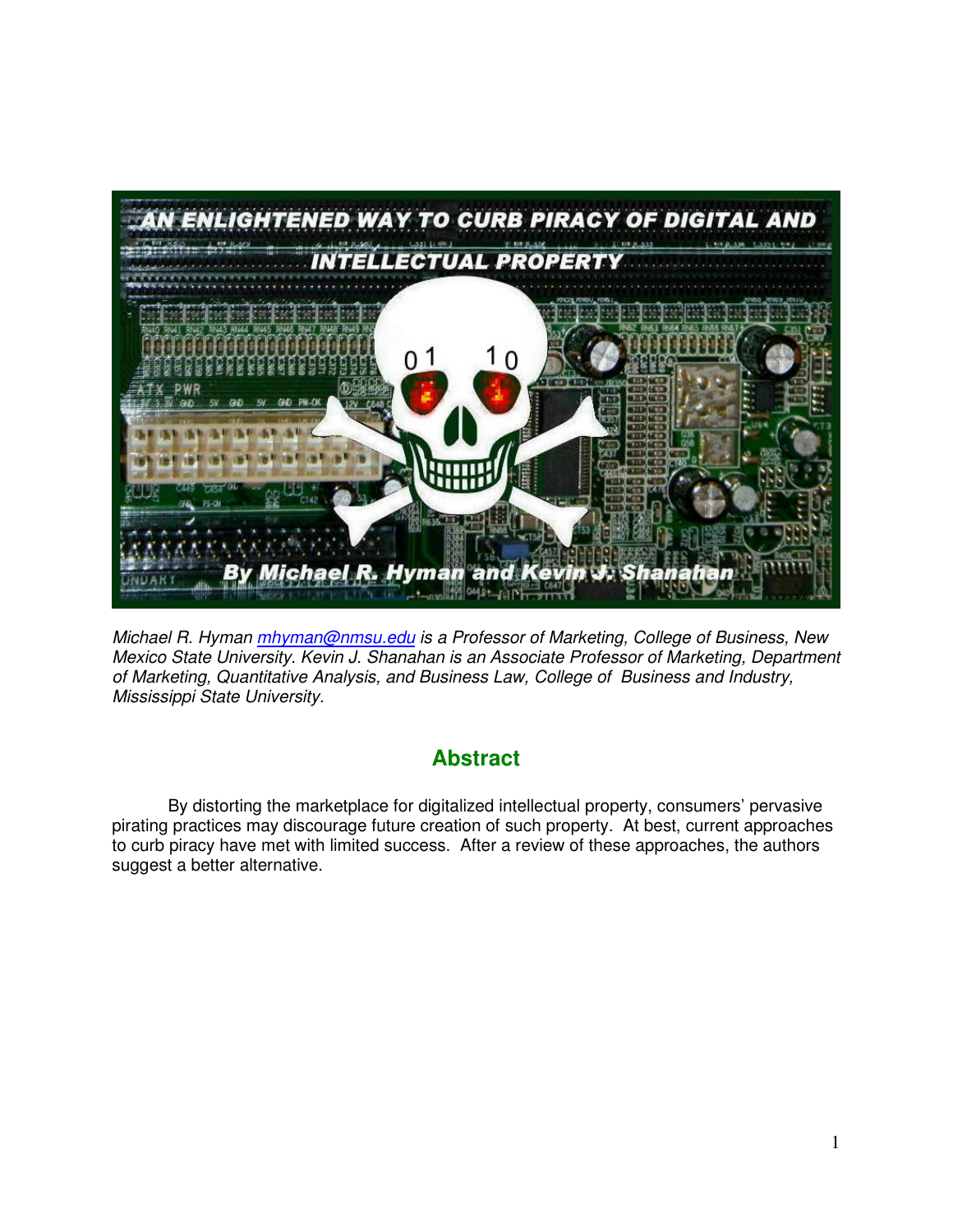# AN ENLIGHTENED WAY TO CURB PIRACY OF DIGITAL AND INTELLECTUAL PROPERTY

By Michael R. Hyman and Kevin J. Shanahan

*Michael R. Hyman [mhyman@nmsu.edu](mailto:mhyman@nmsu.edu) is a Professor of Marketing, College of Business, New Mexico State University. Kevin J. Shanahan is an Associate Professor of Marketing, Department of Marketing, Quantitative Analysis, and Business Law, College of Business and Industry, Mississippi State University.*

## Abstract

By distorting the marketplace for digitalized intellectual property, consumers' pervasive pirating practices may discourage future creation of such property. At best, current approaches to curb piracy have met with limited success. After a review of these approaches, the authors suggest a better alternative.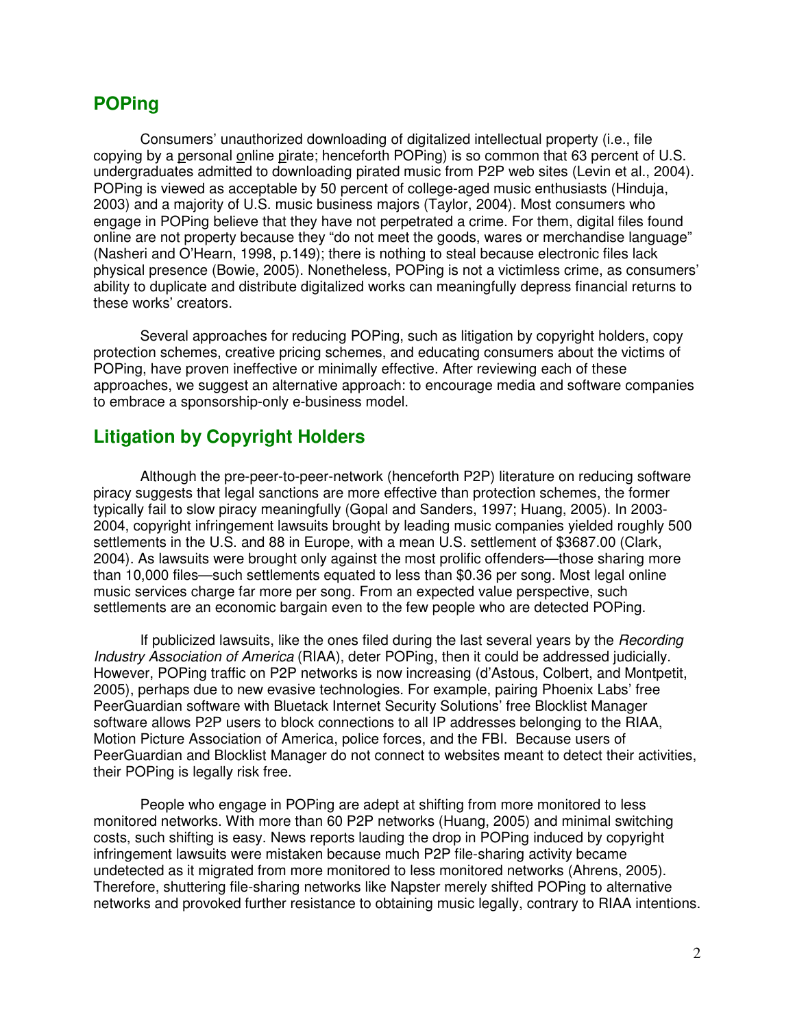## POPing

Consumers' unauthorized downloading of digitalized intellectual property (i.e., file copying by a personal online pirate; henceforth POPing) is so common that 63 percent of U.S. undergraduates admitted to downloading pirated music from P2P web sites (Levin et al., 2004). POPing is viewed as acceptable by 50 percent of college-aged music enthusiasts (Hinduja, 2003) and a majority of U.S. music business majors (Taylor, 2004). Most consumers who engage in POPing believe that they have not perpetrated a crime. For them, digital files found online are not property because they "do not meet the goods, wares or merchandise language" (Nasheri and O'Hearn, 1998, p.149); there is nothing to steal because electronic files lack physical presence (Bowie, 2005). Nonetheless, POPing is not a victimless crime, as consumers' ability to duplicate and distribute digitalized works can meaningfully depress financial returns to these works' creators.

Several approaches for reducing POPing, such as litigation by copyright holders, copy protection schemes, creative pricing schemes, and educating consumers about the victims of POPing, have proven ineffective or minimally effective. After reviewing each of these approaches, we suggest an alternative approach: to encourage media and software companies to embrace a sponsorship-only e-business model.

## Litigation by Copyright Holders

Although the pre-peer-to-peer-network (henceforth P2P) literature on reducing software piracy suggests that legal sanctions are more effective than protection schemes, the former typically fail to slow piracy meaningfully (Gopal and Sanders, 1997; Huang, 2005). In 2003-2004, copyright infringement lawsuits brought by leading music companies yielded roughly 500 settlements in the U.S. and 88 in Europe, with a mean U.S. settlement of $3687.00 (Clark, 2004). As lawsuits were brought only against the most prolific offenders—those sharing more than 10,000 files—such settlements equated to less than $0.36 per song. Most legal online music services charge far more per song. From an expected value perspective, such settlements are an economic bargain even to the few people who are detected POPing.

If publicized lawsuits, like the ones filed during the last several years by the *Recording Industry Association of America* (RIAA), deter POPing, then it could be addressed judicially. However, POPing traffic on P2P networks is now increasing (d'Astous, Colbert, and Montpetit, 2005), perhaps due to new evasive technologies. For example, pairing Phoenix Labs' free PeerGuardian software with Bluetack Internet Security Solutions' free Blocklist Manager software allows P2P users to block connections to all IP addresses belonging to the RIAA, Motion Picture Association of America, police forces, and the FBI. Because users of PeerGuardian and Blocklist Manager do not connect to websites meant to detect their activities, their POPing is legally risk free.

People who engage in POPing are adept at shifting from more monitored to less monitored networks. With more than 60 P2P networks (Huang, 2005) and minimal switching costs, such shifting is easy. News reports lauding the drop in POPing induced by copyright infringement lawsuits were mistaken because much P2P file-sharing activity became undetected as it migrated from more monitored to less monitored networks (Ahrens, 2005). Therefore, shuttering file-sharing networks like Napster merely shifted POPing to alternative networks and provoked further resistance to obtaining music legally, contrary to RIAA intentions.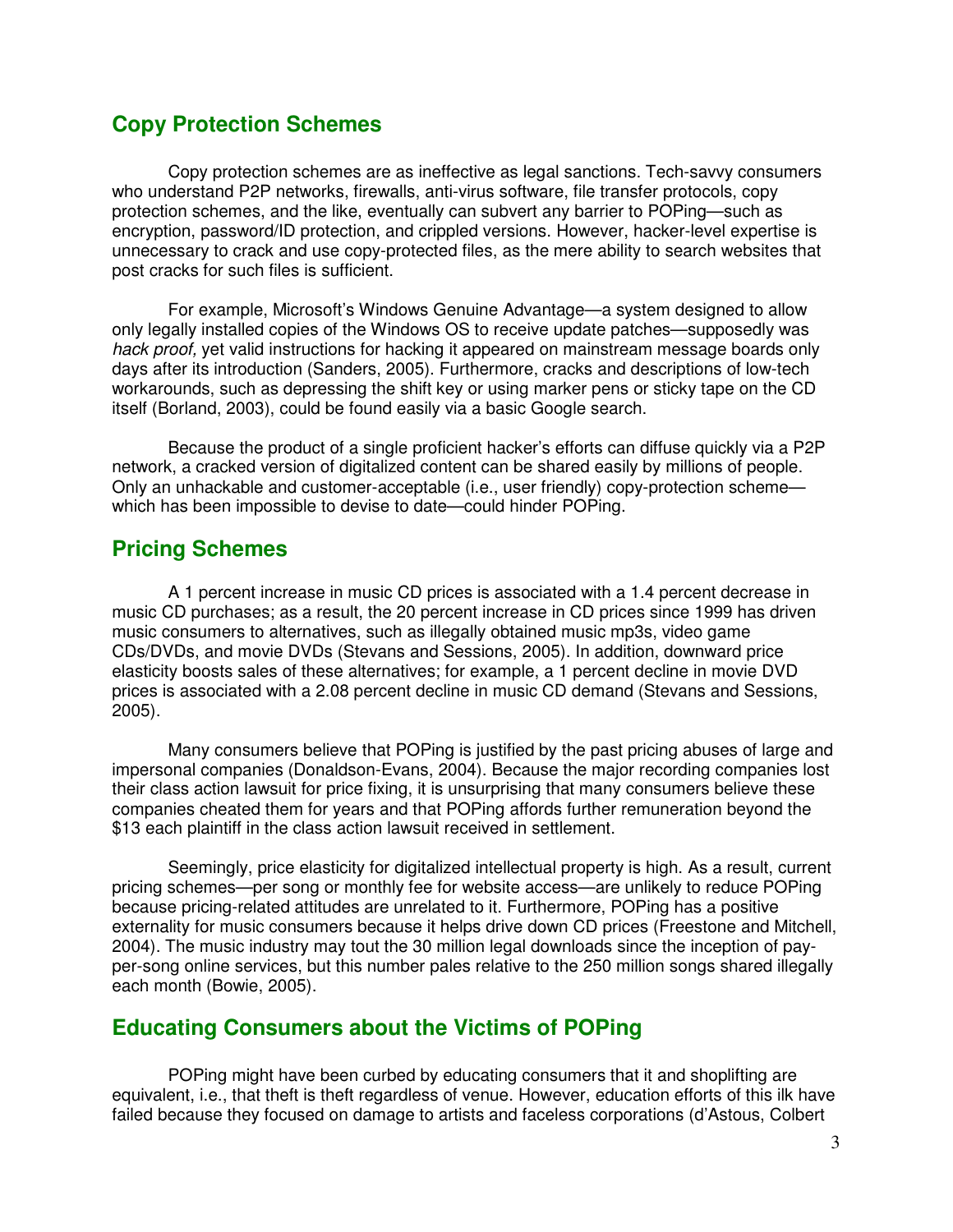## Copy Protection Schemes

Copy protection schemes are as ineffective as legal sanctions. Tech-savvy consumers who understand P2P networks, firewalls, anti-virus software, file transfer protocols, copy protection schemes, and the like, eventually can subvert any barrier to POPing—such as encryption, password/ID protection, and crippled versions. However, hacker-level expertise is unnecessary to crack and use copy-protected files, as the mere ability to search websites that post cracks for such files is sufficient.

For example, Microsoft's Windows Genuine Advantage—a system designed to allow only legally installed copies of the Windows OS to receive update patches—supposedly was *hack proof,* yet valid instructions for hacking it appeared on mainstream message boards only days after its introduction (Sanders, 2005). Furthermore, cracks and descriptions of low-tech workarounds, such as depressing the shift key or using marker pens or sticky tape on the CD itself (Borland, 2003), could be found easily via a basic Google search.

Because the product of a single proficient hacker's efforts can diffuse quickly via a P2P network, a cracked version of digitalized content can be shared easily by millions of people. Only an unhackable and customer-acceptable (i.e., user friendly) copy-protection scheme—which has been impossible to devise to date—could hinder POPing.

## Pricing Schemes

A 1 percent increase in music CD prices is associated with a 1.4 percent decrease in music CD purchases; as a result, the 20 percent increase in CD prices since 1999 has driven music consumers to alternatives, such as illegally obtained music mp3s, video game CDs/DVDs, and movie DVDs (Stevans and Sessions, 2005). In addition, downward price elasticity boosts sales of these alternatives; for example, a 1 percent decline in movie DVD prices is associated with a 2.08 percent decline in music CD demand (Stevans and Sessions, 2005).

Many consumers believe that POPing is justified by the past pricing abuses of large and impersonal companies (Donaldson-Evans, 2004). Because the major recording companies lost their class action lawsuit for price fixing, it is unsurprising that many consumers believe these companies cheated them for years and that POPing affords further remuneration beyond the $13 each plaintiff in the class action lawsuit received in settlement.

Seemingly, price elasticity for digitalized intellectual property is high. As a result, current pricing schemes—per song or monthly fee for website access—are unlikely to reduce POPing because pricing-related attitudes are unrelated to it. Furthermore, POPing has a positive externality for music consumers because it helps drive down CD prices (Freestone and Mitchell, 2004). The music industry may tout the 30 million legal downloads since the inception of pay-per-song online services, but this number pales relative to the 250 million songs shared illegally each month (Bowie, 2005).

## Educating Consumers about the Victims of POPing

POPing might have been curbed by educating consumers that it and shoplifting are equivalent, i.e., that theft is theft regardless of venue. However, education efforts of this ilk have failed because they focused on damage to artists and faceless corporations (d'Astous, Colbert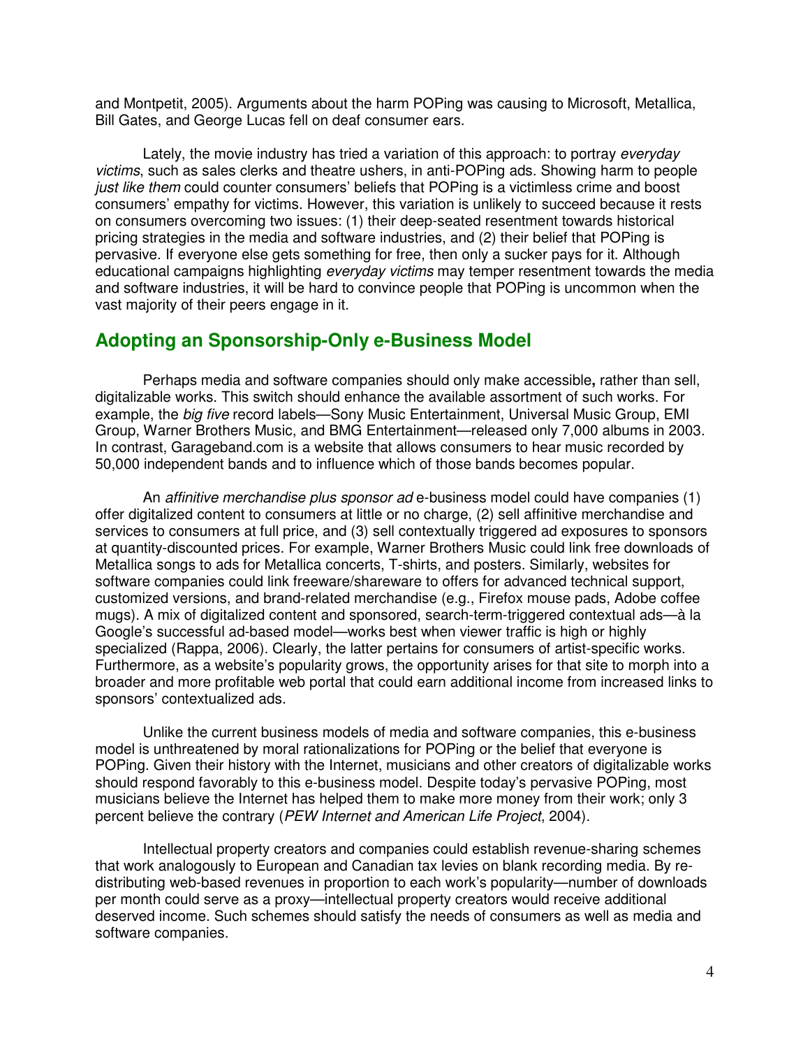and Montpetit, 2005). Arguments about the harm POPing was causing to Microsoft, Metallica, Bill Gates, and George Lucas fell on deaf consumer ears.

Lately, the movie industry has tried a variation of this approach: to portray *everyday victims*, such as sales clerks and theatre ushers, in anti-POPing ads. Showing harm to people *just like them* could counter consumers' beliefs that POPing is a victimless crime and boost consumers' empathy for victims. However, this variation is unlikely to succeed because it rests on consumers overcoming two issues: (1) their deep-seated resentment towards historical pricing strategies in the media and software industries, and (2) their belief that POPing is pervasive. If everyone else gets something for free, then only a sucker pays for it. Although educational campaigns highlighting *everyday victims* may temper resentment towards the media and software industries, it will be hard to convince people that POPing is uncommon when the vast majority of their peers engage in it.

## Adopting an Sponsorship-Only e-Business Model

Perhaps media and software companies should only make accessible**,** rather than sell, digitalizable works. This switch should enhance the available assortment of such works. For example, the *big five* record labels—Sony Music Entertainment, Universal Music Group, EMI Group, Warner Brothers Music, and BMG Entertainment—released only 7,000 albums in 2003. In contrast, Garageband.com is a website that allows consumers to hear music recorded by 50,000 independent bands and to influence which of those bands becomes popular.

An *affinitive merchandise plus sponsor ad* e-business model could have companies (1) offer digitalized content to consumers at little or no charge, (2) sell affinitive merchandise and services to consumers at full price, and (3) sell contextually triggered ad exposures to sponsors at quantity-discounted prices. For example, Warner Brothers Music could link free downloads of Metallica songs to ads for Metallica concerts, T-shirts, and posters. Similarly, websites for software companies could link freeware/shareware to offers for advanced technical support, customized versions, and brand-related merchandise (e.g., Firefox mouse pads, Adobe coffee mugs). A mix of digitalized content and sponsored, search-term-triggered contextual ads—à la Google's successful ad-based model—works best when viewer traffic is high or highly specialized (Rappa, 2006). Clearly, the latter pertains for consumers of artist-specific works. Furthermore, as a website's popularity grows, the opportunity arises for that site to morph into a broader and more profitable web portal that could earn additional income from increased links to sponsors' contextualized ads.

Unlike the current business models of media and software companies, this e-business model is unthreatened by moral rationalizations for POPing or the belief that everyone is POPing. Given their history with the Internet, musicians and other creators of digitalizable works should respond favorably to this e-business model. Despite today's pervasive POPing, most musicians believe the Internet has helped them to make more money from their work; only 3 percent believe the contrary (*PEW Internet and American Life Project*, 2004).

Intellectual property creators and companies could establish revenue-sharing schemes that work analogously to European and Canadian tax levies on blank recording media. By re-distributing web-based revenues in proportion to each work's popularity—number of downloads per month could serve as a proxy—intellectual property creators would receive additional deserved income. Such schemes should satisfy the needs of consumers as well as media and software companies.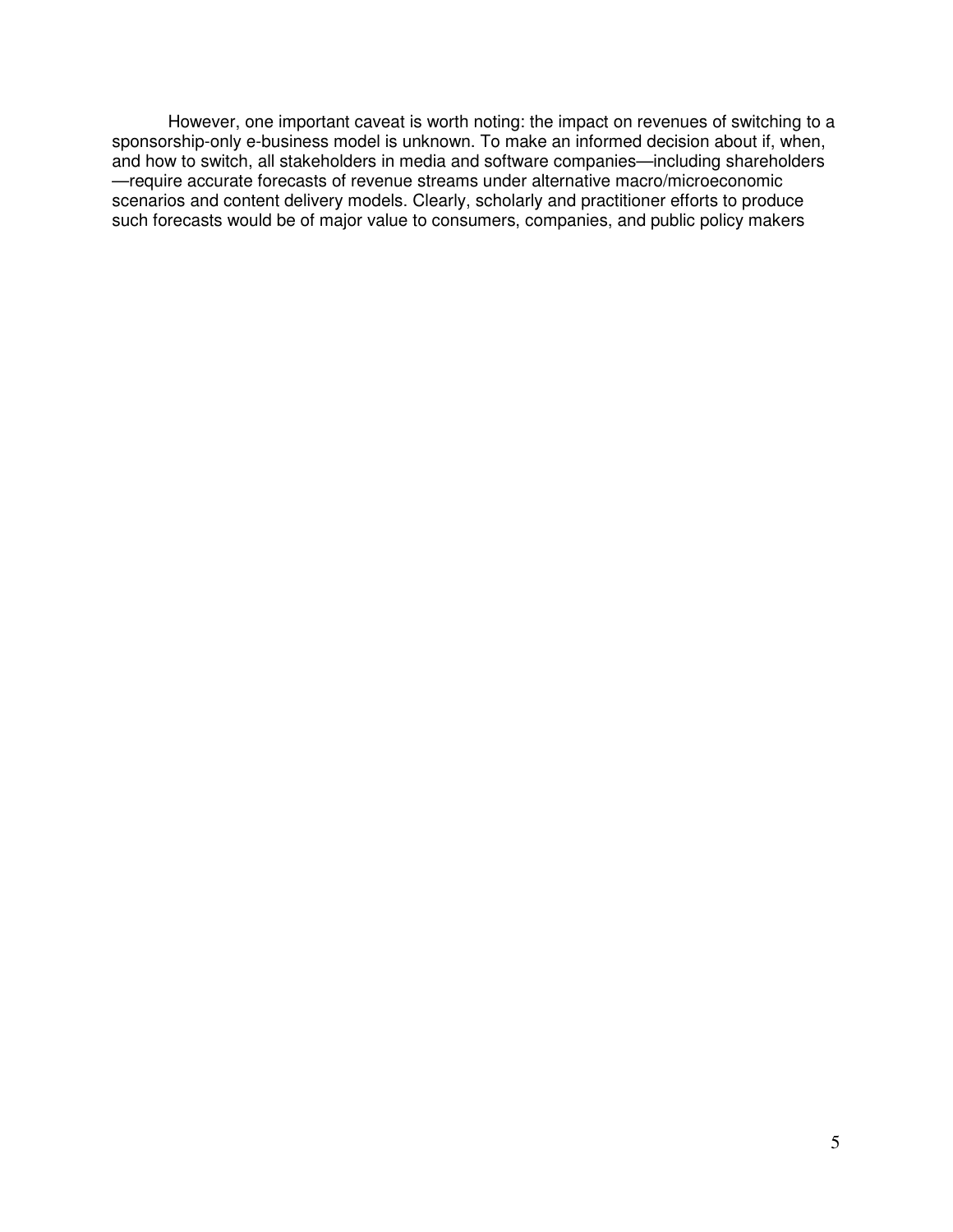However, one important caveat is worth noting: the impact on revenues of switching to a sponsorship-only e-business model is unknown. To make an informed decision about if, when, and how to switch, all stakeholders in media and software companies—including shareholders—require accurate forecasts of revenue streams under alternative macro/microeconomic scenarios and content delivery models. Clearly, scholarly and practitioner efforts to produce such forecasts would be of major value to consumers, companies, and public policy makers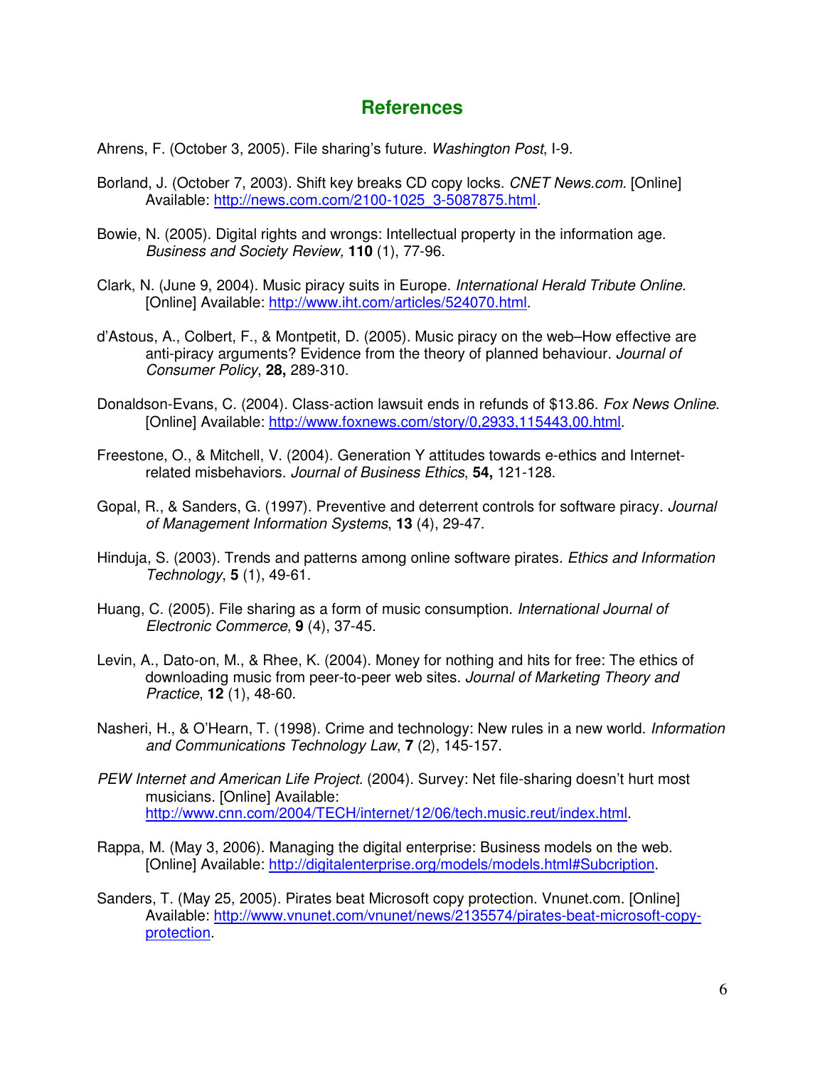# References

Ahrens, F. (October 3, 2005). File sharing's future. *Washington Post*, I-9.

Borland, J. (October 7, 2003). Shift key breaks CD copy locks. *CNET News.com.* [Online] Available: http://news.com.com/2100-1025_3-5087875.html.

Bowie, N. (2005). Digital rights and wrongs: Intellectual property in the information age. *Business and Society Review,* **110** (1), 77-96.

Clark, N. (June 9, 2004). Music piracy suits in Europe. *International Herald Tribute Online.* [Online] Available: http://www.iht.com/articles/524070.html.

d'Astous, A., Colbert, F., & Montpetit, D. (2005). Music piracy on the web–How effective are anti-piracy arguments? Evidence from the theory of planned behaviour. *Journal of Consumer Policy*, **28,** 289-310.

Donaldson-Evans, C. (2004). Class-action lawsuit ends in refunds of $13.86. *Fox News Online*. [Online] Available: http://www.foxnews.com/story/0,2933,115443,00.html.

Freestone, O., & Mitchell, V. (2004). Generation Y attitudes towards e-ethics and Internet-related misbehaviors. *Journal of Business Ethics*, **54,** 121-128.

Gopal, R., & Sanders, G. (1997). Preventive and deterrent controls for software piracy. *Journal of Management Information Systems*, **13** (4), 29-47.

Hinduja, S. (2003). Trends and patterns among online software pirates. *Ethics and Information Technology*, **5** (1), 49-61.

Huang, C. (2005). File sharing as a form of music consumption. *International Journal of Electronic Commerce*, **9** (4), 37-45.

Levin, A., Dato-on, M., & Rhee, K. (2004). Money for nothing and hits for free: The ethics of downloading music from peer-to-peer web sites. *Journal of Marketing Theory and Practice*, **12** (1), 48-60.

Nasheri, H., & O'Hearn, T. (1998). Crime and technology: New rules in a new world. *Information and Communications Technology Law*, **7** (2), 145-157.

*PEW Internet and American Life Project.* (2004). Survey: Net file-sharing doesn't hurt most musicians. [Online] Available: http://www.cnn.com/2004/TECH/internet/12/06/tech.music.reut/index.html.

Rappa, M. (May 3, 2006). Managing the digital enterprise: Business models on the web. [Online] Available: http://digitalenterprise.org/models/models.html#Subcription.

Sanders, T. (May 25, 2005). Pirates beat Microsoft copy protection. Vnunet.com. [Online] Available: http://www.vnunet.com/vnunet/news/2135574/pirates-beat-microsoft-copy-protection.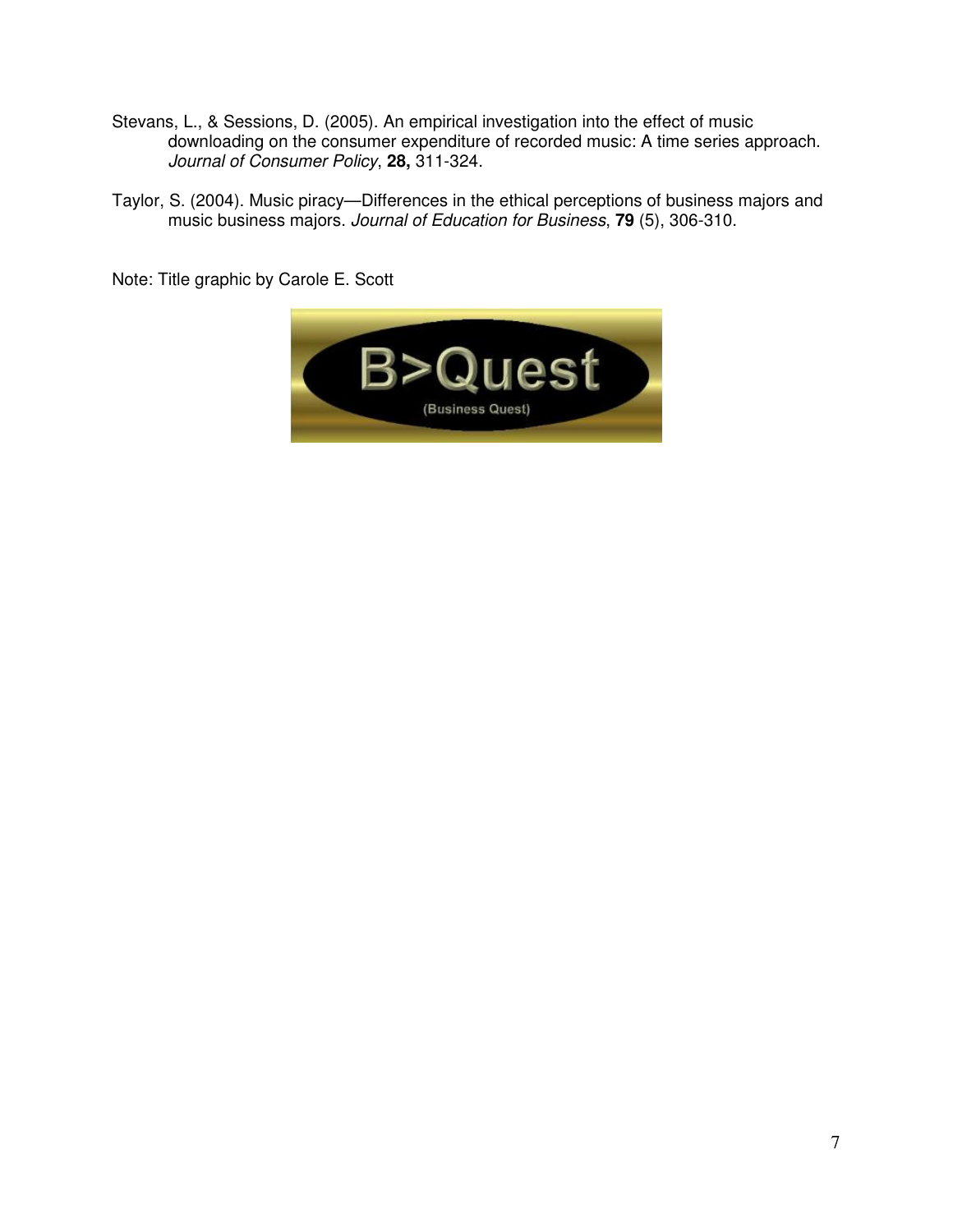Stevans, L., & Sessions, D. (2005). An empirical investigation into the effect of music downloading on the consumer expenditure of recorded music: A time series approach. *Journal of Consumer Policy*, **28,** 311-324.

Taylor, S. (2004). Music piracy—Differences in the ethical perceptions of business majors and music business majors. *Journal of Education for Business*, **79** (5), 306-310.

Note: Title graphic by Carole E. Scott